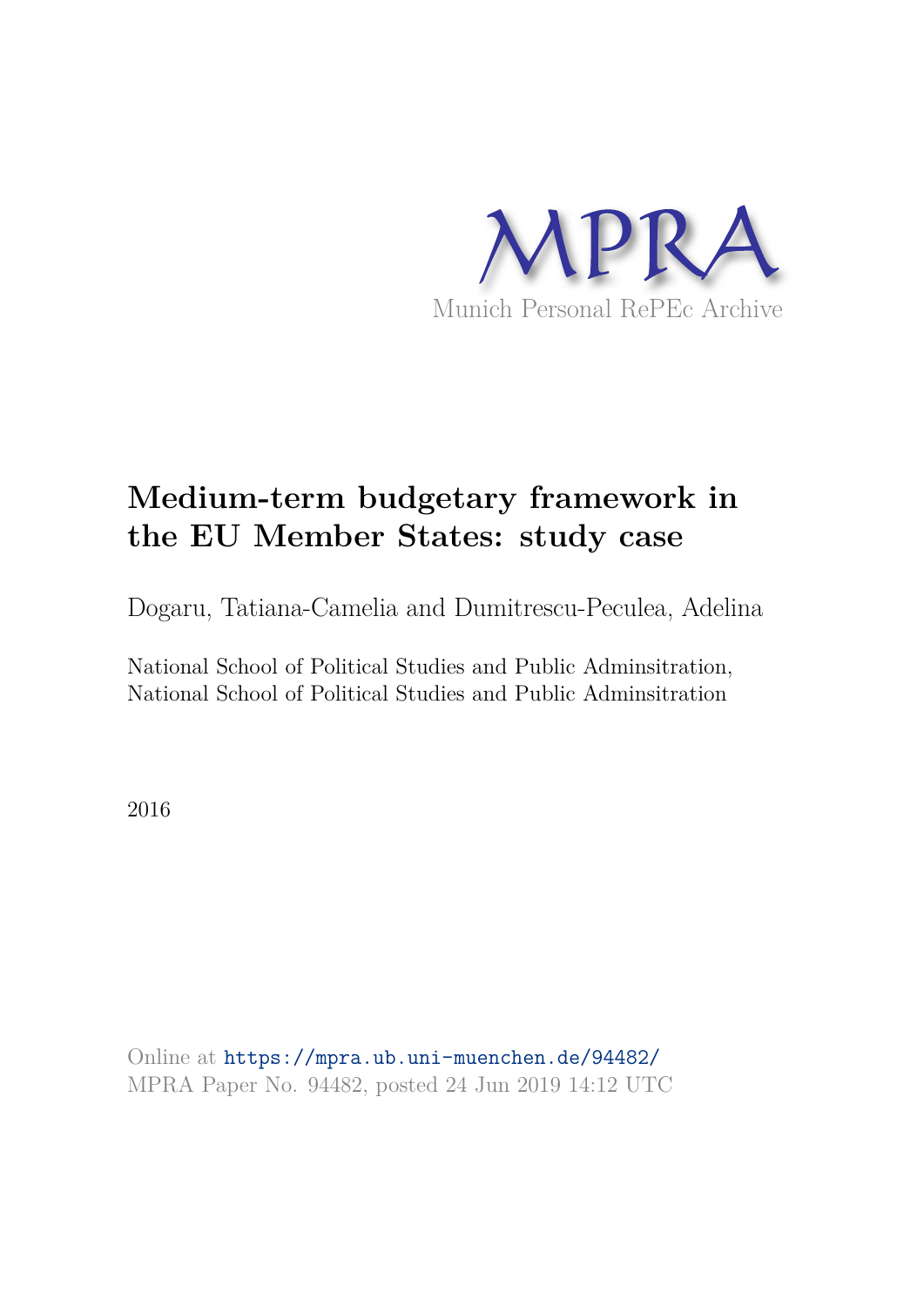MPRA

Munich Personal RePEc Archive

# Medium-term budgetary framework in the EU Member States: study case

Dogaru, Tatiana-Camelia and Dumitrescu-Peculea, Adelina

National School of Political Studies and Public Adminsitration, National School of Political Studies and Public Adminsitration

2016

Online at https://mpra.ub.uni-muenchen.de/94482/
MPRA Paper No. 94482, posted 24 Jun 2019 14:12 UTC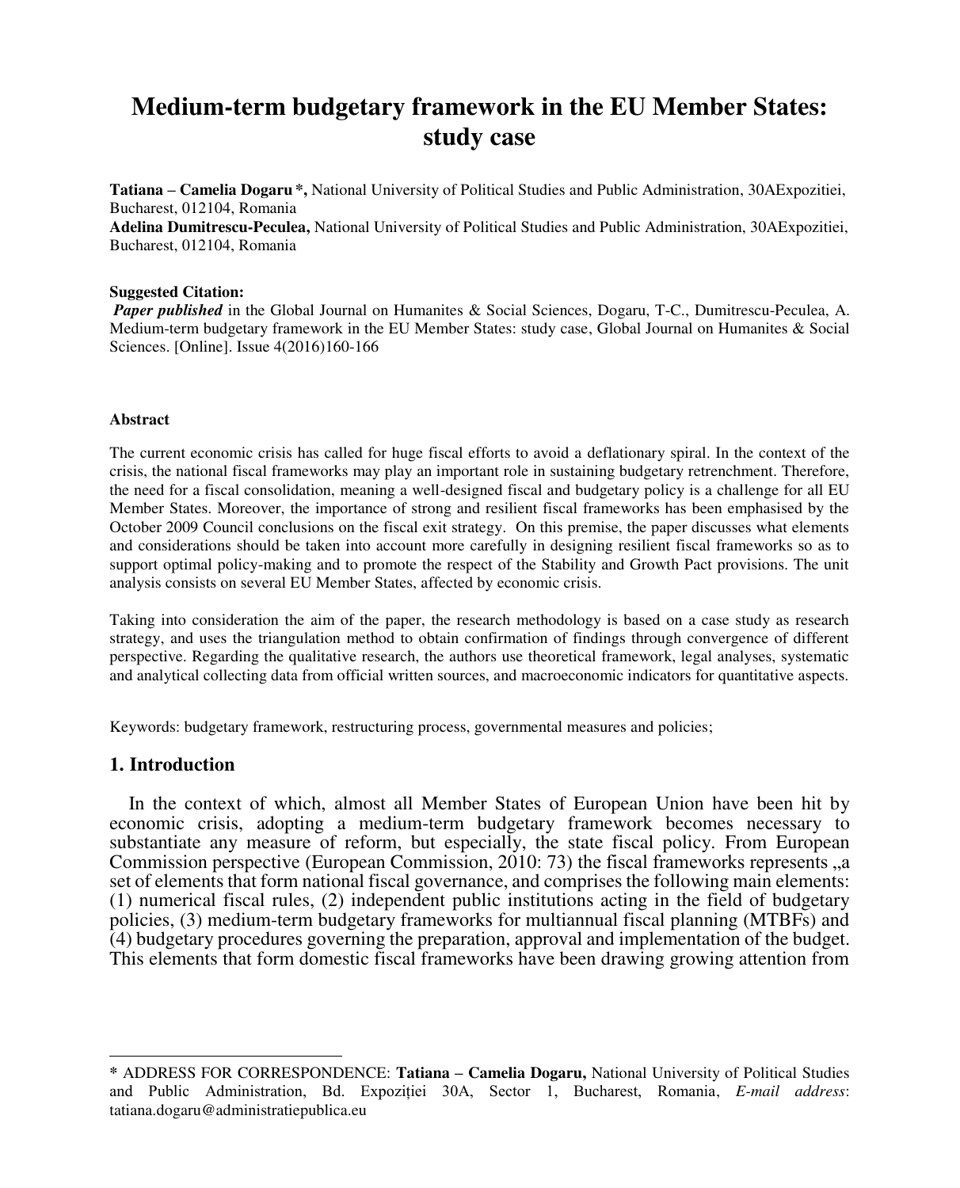# Medium-term budgetary framework in the EU Member States: study case

**Tatiana – Camelia Dogaru \*,** National University of Political Studies and Public Administration, 30AExpozitiei, Bucharest, 012104, Romania

**Adelina Dumitrescu-Peculea,** National University of Political Studies and Public Administration, 30AExpozitiei, Bucharest, 012104, Romania

**Suggested Citation:**

***Paper published*** in the Global Journal on Humanites & Social Sciences, Dogaru, T-C., Dumitrescu-Peculea, A. Medium-term budgetary framework in the EU Member States: study case, Global Journal on Humanites & Social Sciences. [Online]. Issue 4(2016)160-166

**Abstract**

The current economic crisis has called for huge fiscal efforts to avoid a deflationary spiral. In the context of the crisis, the national fiscal frameworks may play an important role in sustaining budgetary retrenchment. Therefore, the need for a fiscal consolidation, meaning a well-designed fiscal and budgetary policy is a challenge for all EU Member States. Moreover, the importance of strong and resilient fiscal frameworks has been emphasised by the October 2009 Council conclusions on the fiscal exit strategy. On this premise, the paper discusses what elements and considerations should be taken into account more carefully in designing resilient fiscal frameworks so as to support optimal policy-making and to promote the respect of the Stability and Growth Pact provisions. The unit analysis consists on several EU Member States, affected by economic crisis.

Taking into consideration the aim of the paper, the research methodology is based on a case study as research strategy, and uses the triangulation method to obtain confirmation of findings through convergence of different perspective. Regarding the qualitative research, the authors use theoretical framework, legal analyses, systematic and analytical collecting data from official written sources, and macroeconomic indicators for quantitative aspects.

Keywords: budgetary framework, restructuring process, governmental measures and policies;

## 1. Introduction

In the context of which, almost all Member States of European Union have been hit by economic crisis, adopting a medium-term budgetary framework becomes necessary to substantiate any measure of reform, but especially, the state fiscal policy. From European Commission perspective (European Commission, 2010: 73) the fiscal frameworks represents „a set of elements that form national fiscal governance, and comprises the following main elements: (1) numerical fiscal rules, (2) independent public institutions acting in the field of budgetary policies, (3) medium-term budgetary frameworks for multiannual fiscal planning (MTBFs) and (4) budgetary procedures governing the preparation, approval and implementation of the budget. This elements that form domestic fiscal frameworks have been drawing growing attention from

---

\* ADDRESS FOR CORRESPONDENCE: **Tatiana – Camelia Dogaru,** National University of Political Studies and Public Administration, Bd. Expoziției 30A, Sector 1, Bucharest, Romania, *E-mail address*: tatiana.dogaru@administratiepublica.eu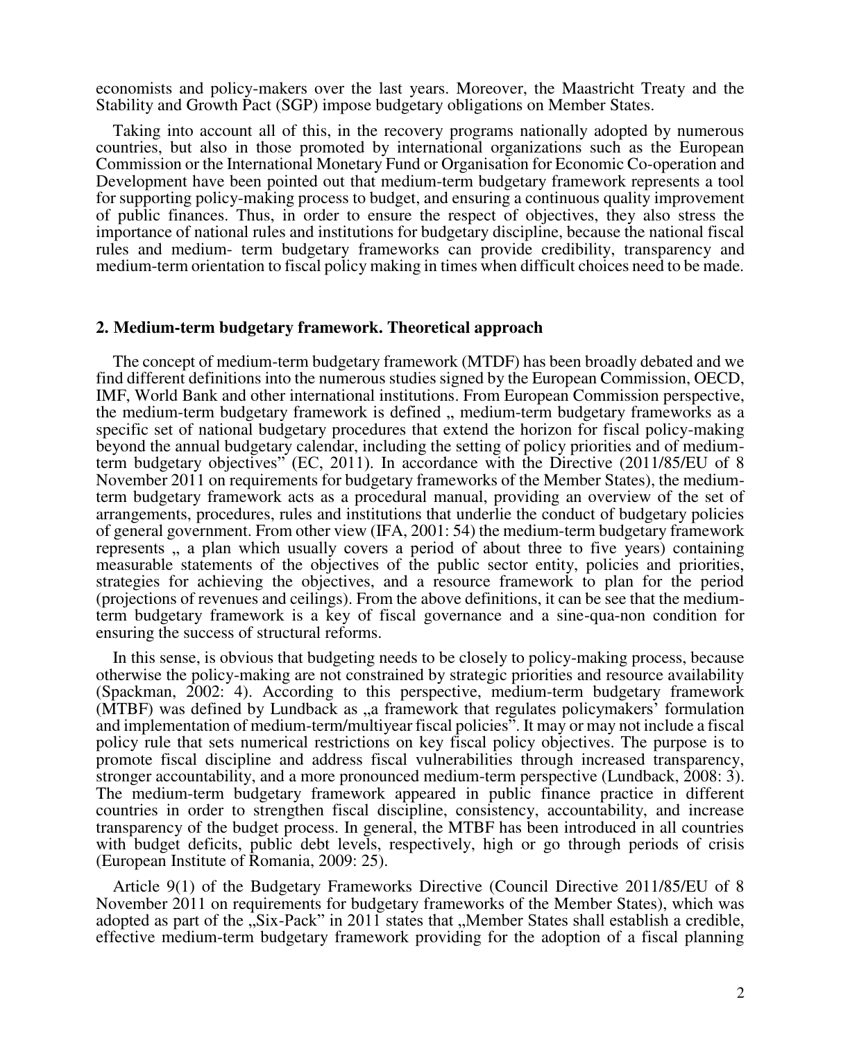economists and policy-makers over the last years. Moreover, the Maastricht Treaty and the Stability and Growth Pact (SGP) impose budgetary obligations on Member States.

Taking into account all of this, in the recovery programs nationally adopted by numerous countries, but also in those promoted by international organizations such as the European Commission or the International Monetary Fund or Organisation for Economic Co-operation and Development have been pointed out that medium-term budgetary framework represents a tool for supporting policy-making process to budget, and ensuring a continuous quality improvement of public finances. Thus, in order to ensure the respect of objectives, they also stress the importance of national rules and institutions for budgetary discipline, because the national fiscal rules and medium- term budgetary frameworks can provide credibility, transparency and medium-term orientation to fiscal policy making in times when difficult choices need to be made.

## 2. Medium-term budgetary framework. Theoretical approach

The concept of medium-term budgetary framework (MTDF) has been broadly debated and we find different definitions into the numerous studies signed by the European Commission, OECD, IMF, World Bank and other international institutions. From European Commission perspective, the medium-term budgetary framework is defined „ medium-term budgetary frameworks as a specific set of national budgetary procedures that extend the horizon for fiscal policy-making beyond the annual budgetary calendar, including the setting of policy priorities and of medium-term budgetary objectives" (EC, 2011). In accordance with the Directive (2011/85/EU of 8 November 2011 on requirements for budgetary frameworks of the Member States), the medium-term budgetary framework acts as a procedural manual, providing an overview of the set of arrangements, procedures, rules and institutions that underlie the conduct of budgetary policies of general government. From other view (IFA, 2001: 54) the medium-term budgetary framework represents „ a plan which usually covers a period of about three to five years) containing measurable statements of the objectives of the public sector entity, policies and priorities, strategies for achieving the objectives, and a resource framework to plan for the period (projections of revenues and ceilings). From the above definitions, it can be see that the medium-term budgetary framework is a key of fiscal governance and a sine-qua-non condition for ensuring the success of structural reforms.

In this sense, is obvious that budgeting needs to be closely to policy-making process, because otherwise the policy-making are not constrained by strategic priorities and resource availability (Spackman, 2002: 4). According to this perspective, medium-term budgetary framework (MTBF) was defined by Lundback as „a framework that regulates policymakers' formulation and implementation of medium-term/multiyear fiscal policies". It may or may not include a fiscal policy rule that sets numerical restrictions on key fiscal policy objectives. The purpose is to promote fiscal discipline and address fiscal vulnerabilities through increased transparency, stronger accountability, and a more pronounced medium-term perspective (Lundback, 2008: 3). The medium-term budgetary framework appeared in public finance practice in different countries in order to strengthen fiscal discipline, consistency, accountability, and increase transparency of the budget process. In general, the MTBF has been introduced in all countries with budget deficits, public debt levels, respectively, high or go through periods of crisis (European Institute of Romania, 2009: 25).

Article 9(1) of the Budgetary Frameworks Directive (Council Directive 2011/85/EU of 8 November 2011 on requirements for budgetary frameworks of the Member States), which was adopted as part of the „Six-Pack" in 2011 states that „Member States shall establish a credible, effective medium-term budgetary framework providing for the adoption of a fiscal planning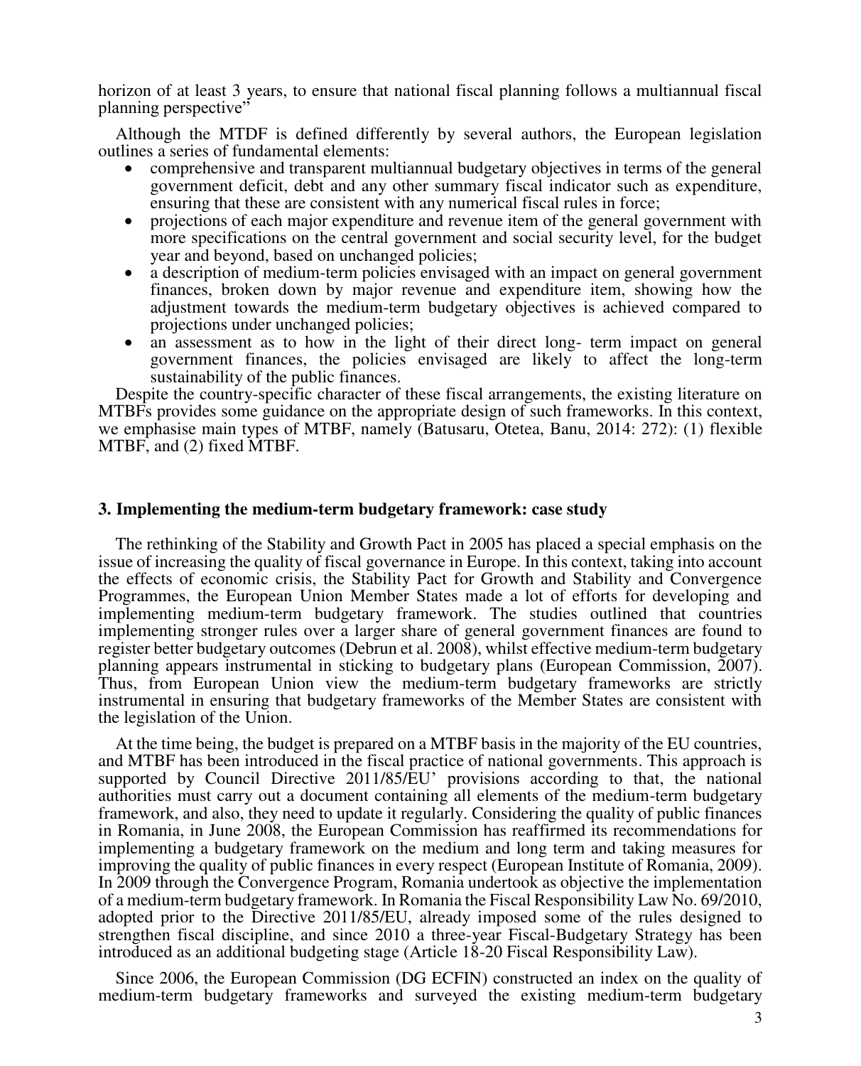horizon of at least 3 years, to ensure that national fiscal planning follows a multiannual fiscal planning perspective"

Although the MTDF is defined differently by several authors, the European legislation outlines a series of fundamental elements:

- comprehensive and transparent multiannual budgetary objectives in terms of the general government deficit, debt and any other summary fiscal indicator such as expenditure, ensuring that these are consistent with any numerical fiscal rules in force;
- projections of each major expenditure and revenue item of the general government with more specifications on the central government and social security level, for the budget year and beyond, based on unchanged policies;
- a description of medium-term policies envisaged with an impact on general government finances, broken down by major revenue and expenditure item, showing how the adjustment towards the medium-term budgetary objectives is achieved compared to projections under unchanged policies;
- an assessment as to how in the light of their direct long- term impact on general government finances, the policies envisaged are likely to affect the long-term sustainability of the public finances.

Despite the country-specific character of these fiscal arrangements, the existing literature on MTBFs provides some guidance on the appropriate design of such frameworks. In this context, we emphasise main types of MTBF, namely (Batusaru, Otetea, Banu, 2014: 272): (1) flexible MTBF, and (2) fixed MTBF.

## 3. Implementing the medium-term budgetary framework: case study

The rethinking of the Stability and Growth Pact in 2005 has placed a special emphasis on the issue of increasing the quality of fiscal governance in Europe. In this context, taking into account the effects of economic crisis, the Stability Pact for Growth and Stability and Convergence Programmes, the European Union Member States made a lot of efforts for developing and implementing medium-term budgetary framework. The studies outlined that countries implementing stronger rules over a larger share of general government finances are found to register better budgetary outcomes (Debrun et al. 2008), whilst effective medium-term budgetary planning appears instrumental in sticking to budgetary plans (European Commission, 2007). Thus, from European Union view the medium-term budgetary frameworks are strictly instrumental in ensuring that budgetary frameworks of the Member States are consistent with the legislation of the Union.

At the time being, the budget is prepared on a MTBF basis in the majority of the EU countries, and MTBF has been introduced in the fiscal practice of national governments. This approach is supported by Council Directive 2011/85/EU' provisions according to that, the national authorities must carry out a document containing all elements of the medium-term budgetary framework, and also, they need to update it regularly. Considering the quality of public finances in Romania, in June 2008, the European Commission has reaffirmed its recommendations for implementing a budgetary framework on the medium and long term and taking measures for improving the quality of public finances in every respect (European Institute of Romania, 2009). In 2009 through the Convergence Program, Romania undertook as objective the implementation of a medium-term budgetary framework. In Romania the Fiscal Responsibility Law No. 69/2010, adopted prior to the Directive 2011/85/EU, already imposed some of the rules designed to strengthen fiscal discipline, and since 2010 a three-year Fiscal-Budgetary Strategy has been introduced as an additional budgeting stage (Article 18-20 Fiscal Responsibility Law).

Since 2006, the European Commission (DG ECFIN) constructed an index on the quality of medium-term budgetary frameworks and surveyed the existing medium-term budgetary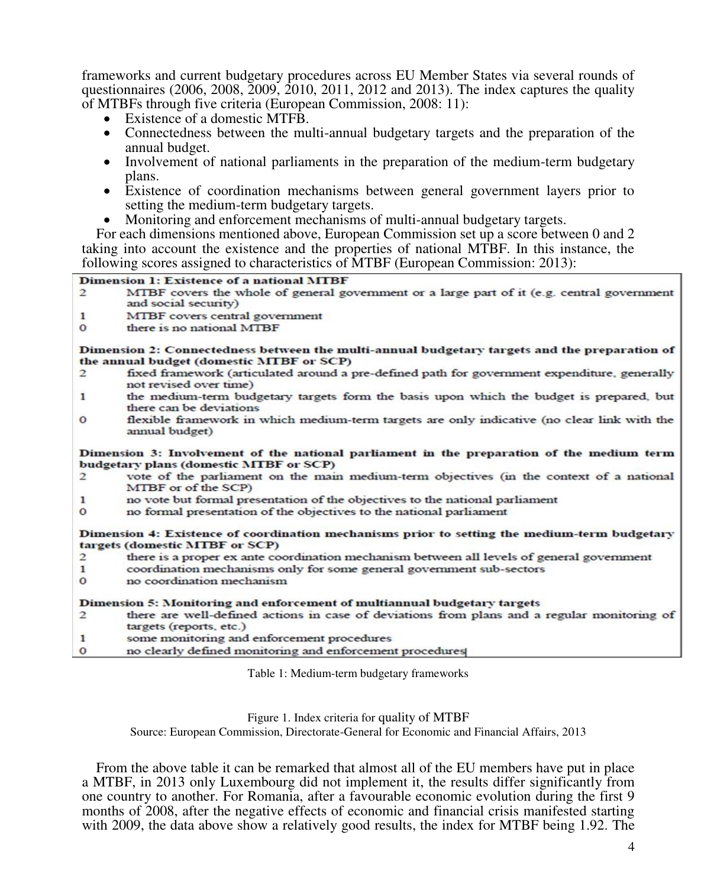frameworks and current budgetary procedures across EU Member States via several rounds of questionnaires (2006, 2008, 2009, 2010, 2011, 2012 and 2013). The index captures the quality of MTBFs through five criteria (European Commission, 2008: 11):

- Existence of a domestic MTFB.
- Connectedness between the multi-annual budgetary targets and the preparation of the annual budget.
- Involvement of national parliaments in the preparation of the medium-term budgetary plans.
- Existence of coordination mechanisms between general government layers prior to setting the medium-term budgetary targets.
- Monitoring and enforcement mechanisms of multi-annual budgetary targets.

For each dimensions mentioned above, European Commission set up a score between 0 and 2 taking into account the existence and the properties of national MTBF. In this instance, the following scores assigned to characteristics of MTBF (European Commission: 2013):

| Score | Description |
|---|---|
| **Dimension 1: Existence of a national MTBF** | |
| 2 | MTBF covers the whole of general government or a large part of it (e.g. central government and social security) |
| 1 | MTBF covers central government |
| 0 | there is no national MTBF |
| **Dimension 2: Connectedness between the multi-annual budgetary targets and the preparation of the annual budget (domestic MTBF or SCP)** | |
| 2 | fixed framework (articulated around a pre-defined path for government expenditure, generally not revised over time) |
| 1 | the medium-term budgetary targets form the basis upon which the budget is prepared, but there can be deviations |
| 0 | flexible framework in which medium-term targets are only indicative (no clear link with the annual budget) |
| **Dimension 3: Involvement of the national parliament in the preparation of the medium term budgetary plans (domestic MTBF or SCP)** | |
| 2 | vote of the parliament on the main medium-term objectives (in the context of a national MTBF or of the SCP) |
| 1 | no vote but formal presentation of the objectives to the national parliament |
| 0 | no formal presentation of the objectives to the national parliament |
| **Dimension 4: Existence of coordination mechanisms prior to setting the medium-term budgetary targets (domestic MTBF or SCP)** | |
| 2 | there is a proper ex ante coordination mechanism between all levels of general government |
| 1 | coordination mechanisms only for some general government sub-sectors |
| 0 | no coordination mechanism |
| **Dimension 5: Monitoring and enforcement of multiannual budgetary targets** | |
| 2 | there are well-defined actions in case of deviations from plans and a regular monitoring of targets (reports, etc.) |
| 1 | some monitoring and enforcement procedures |
| 0 | no clearly defined monitoring and enforcement procedures |

Table 1: Medium-term budgetary frameworks

Figure 1. Index criteria for quality of MTBF
Source: European Commission, Directorate-General for Economic and Financial Affairs, 2013

From the above table it can be remarked that almost all of the EU members have put in place a MTBF, in 2013 only Luxembourg did not implement it, the results differ significantly from one country to another. For Romania, after a favourable economic evolution during the first 9 months of 2008, after the negative effects of economic and financial crisis manifested starting with 2009, the data above show a relatively good results, the index for MTBF being 1.92. The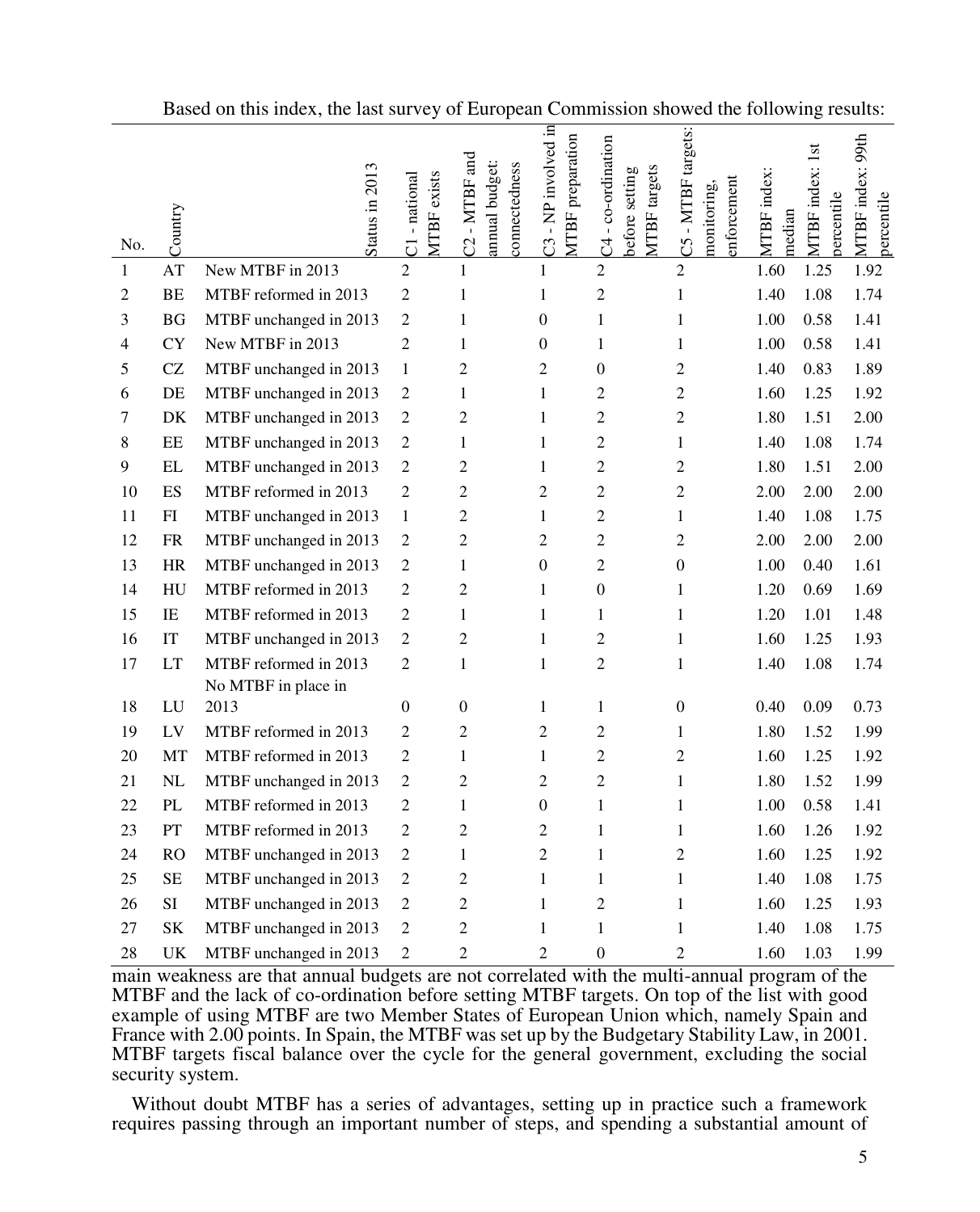Based on this index, the last survey of European Commission showed the following results:

| No. | Country | Status in 2013 | C1 - national MTBF exists | C2 - MTBF and annual budget: connectedness | C3 - NP involved in MTBF preparation | C4 - co-ordination before setting MTBF targets | C5 - MTBF targets: monitoring, enforcement | MTBF index: median | MTBF index: 1st percentile | MTBF index: 99th percentile |
|---|---|---|---|---|---|---|---|---|---|---|
| 1 | AT | New MTBF in 2013 | 2 | 1 | 1 | 2 | 2 | 1.60 | 1.25 | 1.92 |
| 2 | BE | MTBF reformed in 2013 | 2 | 1 | 1 | 2 | 1 | 1.40 | 1.08 | 1.74 |
| 3 | BG | MTBF unchanged in 2013 | 2 | 1 | 0 | 1 | 1 | 1.00 | 0.58 | 1.41 |
| 4 | CY | New MTBF in 2013 | 2 | 1 | 0 | 1 | 1 | 1.00 | 0.58 | 1.41 |
| 5 | CZ | MTBF unchanged in 2013 | 1 | 2 | 2 | 0 | 2 | 1.40 | 0.83 | 1.89 |
| 6 | DE | MTBF unchanged in 2013 | 2 | 1 | 1 | 2 | 2 | 1.60 | 1.25 | 1.92 |
| 7 | DK | MTBF unchanged in 2013 | 2 | 2 | 1 | 2 | 2 | 1.80 | 1.51 | 2.00 |
| 8 | EE | MTBF unchanged in 2013 | 2 | 1 | 1 | 2 | 1 | 1.40 | 1.08 | 1.74 |
| 9 | EL | MTBF unchanged in 2013 | 2 | 2 | 1 | 2 | 2 | 1.80 | 1.51 | 2.00 |
| 10 | ES | MTBF reformed in 2013 | 2 | 2 | 2 | 2 | 2 | 2.00 | 2.00 | 2.00 |
| 11 | FI | MTBF unchanged in 2013 | 1 | 2 | 1 | 2 | 1 | 1.40 | 1.08 | 1.75 |
| 12 | FR | MTBF unchanged in 2013 | 2 | 2 | 2 | 2 | 2 | 2.00 | 2.00 | 2.00 |
| 13 | HR | MTBF unchanged in 2013 | 2 | 1 | 0 | 2 | 0 | 1.00 | 0.40 | 1.61 |
| 14 | HU | MTBF reformed in 2013 | 2 | 2 | 1 | 0 | 1 | 1.20 | 0.69 | 1.69 |
| 15 | IE | MTBF reformed in 2013 | 2 | 1 | 1 | 1 | 1 | 1.20 | 1.01 | 1.48 |
| 16 | IT | MTBF unchanged in 2013 | 2 | 2 | 1 | 2 | 1 | 1.60 | 1.25 | 1.93 |
| 17 | LT | MTBF reformed in 2013 | 2 | 1 | 1 | 2 | 1 | 1.40 | 1.08 | 1.74 |
| 18 | LU | No MTBF in place in 2013 | 0 | 0 | 1 | 1 | 0 | 0.40 | 0.09 | 0.73 |
| 19 | LV | MTBF reformed in 2013 | 2 | 2 | 2 | 2 | 1 | 1.80 | 1.52 | 1.99 |
| 20 | MT | MTBF reformed in 2013 | 2 | 1 | 1 | 2 | 2 | 1.60 | 1.25 | 1.92 |
| 21 | NL | MTBF unchanged in 2013 | 2 | 2 | 2 | 2 | 1 | 1.80 | 1.52 | 1.99 |
| 22 | PL | MTBF reformed in 2013 | 2 | 1 | 0 | 1 | 1 | 1.00 | 0.58 | 1.41 |
| 23 | PT | MTBF reformed in 2013 | 2 | 2 | 2 | 1 | 1 | 1.60 | 1.26 | 1.92 |
| 24 | RO | MTBF unchanged in 2013 | 2 | 1 | 2 | 1 | 2 | 1.60 | 1.25 | 1.92 |
| 25 | SE | MTBF unchanged in 2013 | 2 | 2 | 1 | 1 | 1 | 1.40 | 1.08 | 1.75 |
| 26 | SI | MTBF unchanged in 2013 | 2 | 2 | 1 | 2 | 1 | 1.60 | 1.25 | 1.93 |
| 27 | SK | MTBF unchanged in 2013 | 2 | 2 | 1 | 1 | 1 | 1.40 | 1.08 | 1.75 |
| 28 | UK | MTBF unchanged in 2013 | 2 | 2 | 2 | 0 | 2 | 1.60 | 1.03 | 1.99 |

main weakness are that annual budgets are not correlated with the multi-annual program of the MTBF and the lack of co-ordination before setting MTBF targets. On top of the list with good example of using MTBF are two Member States of European Union which, namely Spain and France with 2.00 points. In Spain, the MTBF was set up by the Budgetary Stability Law, in 2001. MTBF targets fiscal balance over the cycle for the general government, excluding the social security system.

Without doubt MTBF has a series of advantages, setting up in practice such a framework requires passing through an important number of steps, and spending a substantial amount of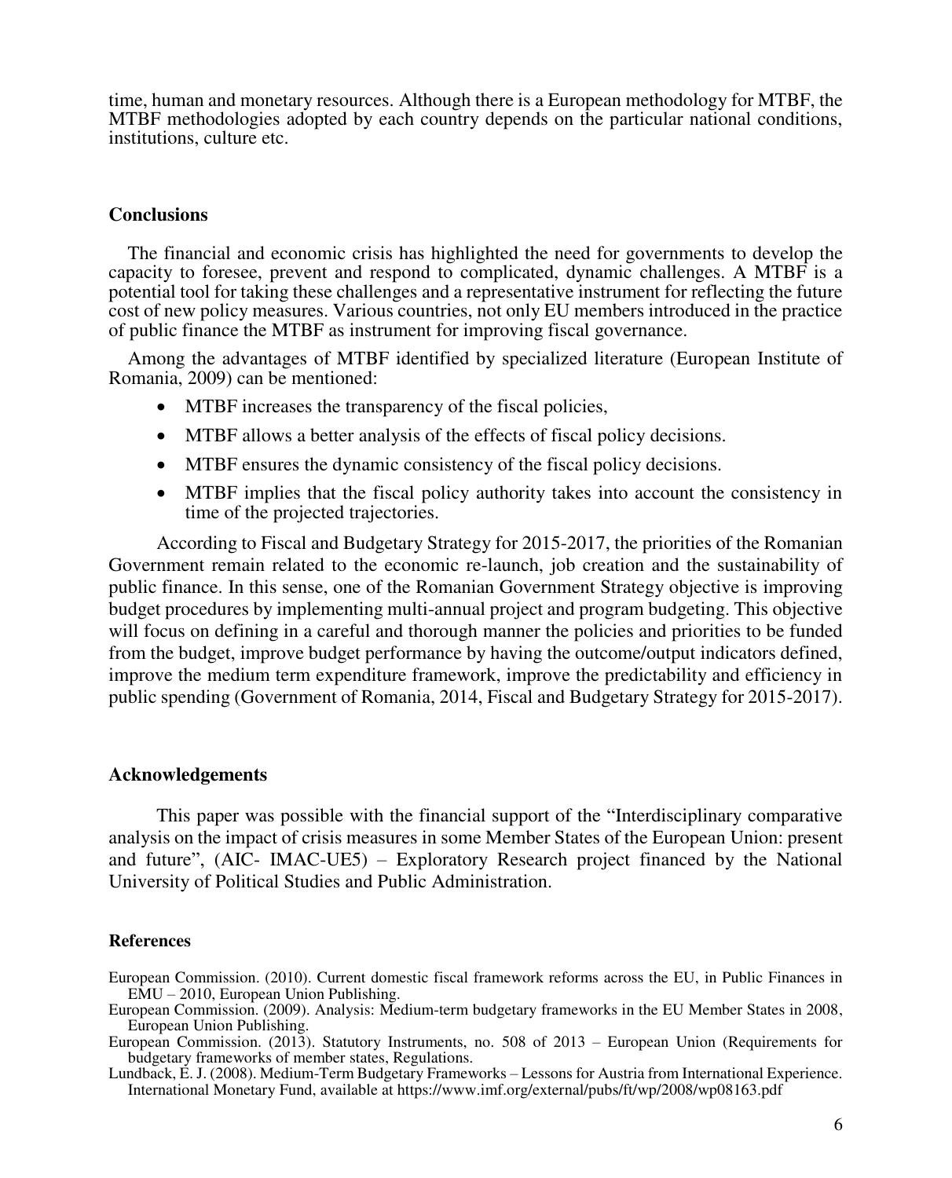time, human and monetary resources. Although there is a European methodology for MTBF, the MTBF methodologies adopted by each country depends on the particular national conditions, institutions, culture etc.

## Conclusions

The financial and economic crisis has highlighted the need for governments to develop the capacity to foresee, prevent and respond to complicated, dynamic challenges. A MTBF is a potential tool for taking these challenges and a representative instrument for reflecting the future cost of new policy measures. Various countries, not only EU members introduced in the practice of public finance the MTBF as instrument for improving fiscal governance.

Among the advantages of MTBF identified by specialized literature (European Institute of Romania, 2009) can be mentioned:

- MTBF increases the transparency of the fiscal policies,
- MTBF allows a better analysis of the effects of fiscal policy decisions.
- MTBF ensures the dynamic consistency of the fiscal policy decisions.
- MTBF implies that the fiscal policy authority takes into account the consistency in time of the projected trajectories.

According to Fiscal and Budgetary Strategy for 2015-2017, the priorities of the Romanian Government remain related to the economic re-launch, job creation and the sustainability of public finance. In this sense, one of the Romanian Government Strategy objective is improving budget procedures by implementing multi-annual project and program budgeting. This objective will focus on defining in a careful and thorough manner the policies and priorities to be funded from the budget, improve budget performance by having the outcome/output indicators defined, improve the medium term expenditure framework, improve the predictability and efficiency in public spending (Government of Romania, 2014, Fiscal and Budgetary Strategy for 2015-2017).

## Acknowledgements

This paper was possible with the financial support of the "Interdisciplinary comparative analysis on the impact of crisis measures in some Member States of the European Union: present and future", (AIC- IMAC-UE5) – Exploratory Research project financed by the National University of Political Studies and Public Administration.

## References

European Commission. (2010). Current domestic fiscal framework reforms across the EU, in Public Finances in EMU – 2010, European Union Publishing.

European Commission. (2009). Analysis: Medium-term budgetary frameworks in the EU Member States in 2008, European Union Publishing.

European Commission. (2013). Statutory Instruments, no. 508 of 2013 – European Union (Requirements for budgetary frameworks of member states, Regulations.

Lundback, E. J. (2008). Medium-Term Budgetary Frameworks – Lessons for Austria from International Experience. International Monetary Fund, available at https://www.imf.org/external/pubs/ft/wp/2008/wp08163.pdf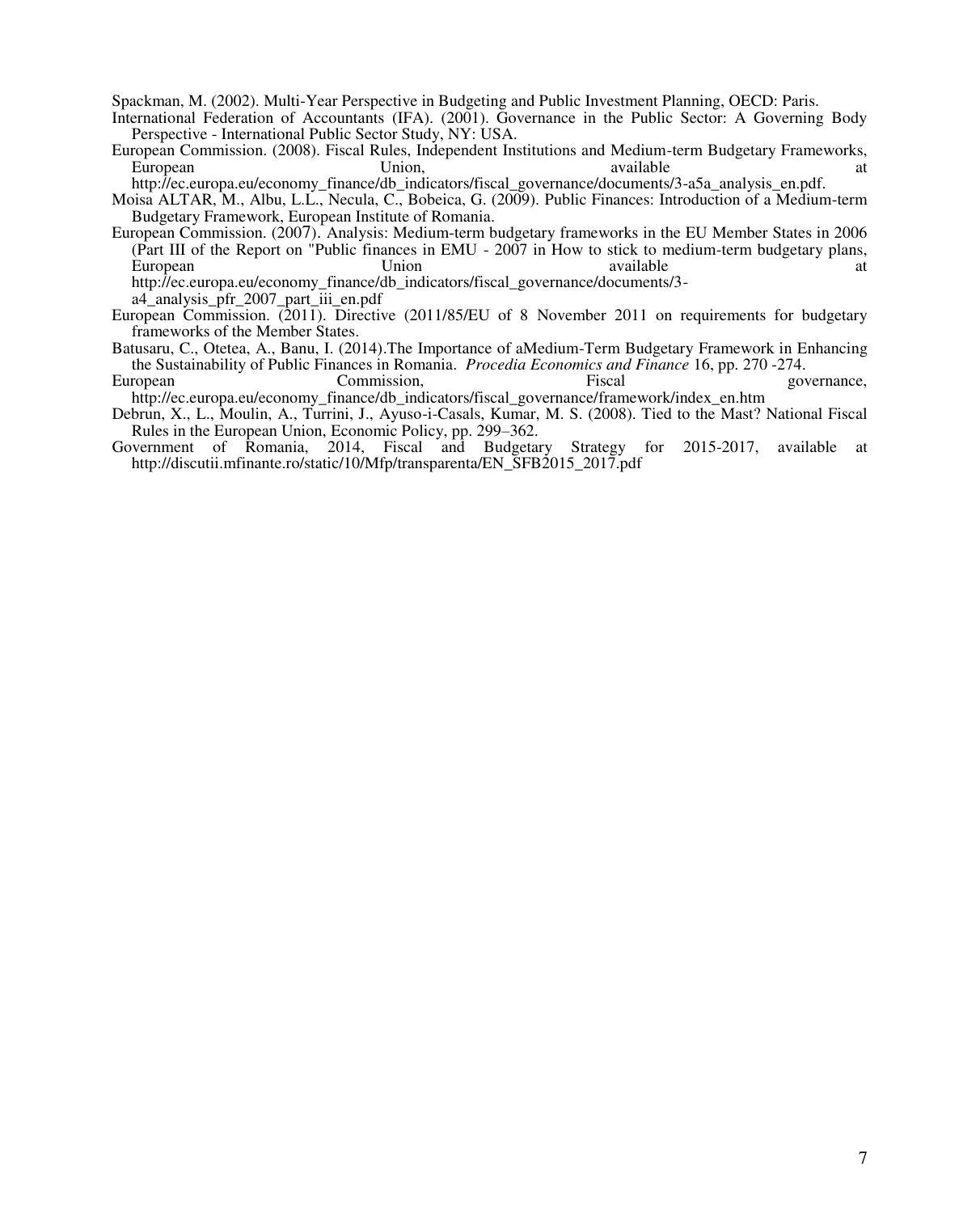Spackman, M. (2002). Multi-Year Perspective in Budgeting and Public Investment Planning, OECD: Paris.

International Federation of Accountants (IFA). (2001). Governance in the Public Sector: A Governing Body Perspective - International Public Sector Study, NY: USA.

European Commission. (2008). Fiscal Rules, Independent Institutions and Medium-term Budgetary Frameworks, European Union, available at http://ec.europa.eu/economy_finance/db_indicators/fiscal_governance/documents/3-a5a_analysis_en.pdf.

Moisa ALTAR, M., Albu, L.L., Necula, C., Bobeica, G. (2009). Public Finances: Introduction of a Medium-term Budgetary Framework, European Institute of Romania.

European Commission. (2007). Analysis: Medium-term budgetary frameworks in the EU Member States in 2006 (Part III of the Report on "Public finances in EMU - 2007 in How to stick to medium-term budgetary plans, European Union available at http://ec.europa.eu/economy_finance/db_indicators/fiscal_governance/documents/3-a4_analysis_pfr_2007_part_iii_en.pdf

European Commission. (2011). Directive (2011/85/EU of 8 November 2011 on requirements for budgetary frameworks of the Member States.

Batusaru, C., Otetea, A., Banu, I. (2014).The Importance of aMedium-Term Budgetary Framework in Enhancing the Sustainability of Public Finances in Romania. *Procedia Economics and Finance* 16, pp. 270 -274.

European Commission, Fiscal governance, http://ec.europa.eu/economy_finance/db_indicators/fiscal_governance/framework/index_en.htm

Debrun, X., L., Moulin, A., Turrini, J., Ayuso-i-Casals, Kumar, M. S. (2008). Tied to the Mast? National Fiscal Rules in the European Union, Economic Policy, pp. 299–362.

Government of Romania, 2014, Fiscal and Budgetary Strategy for 2015-2017, available at http://discutii.mfinante.ro/static/10/Mfp/transparenta/EN_SFB2015_2017.pdf